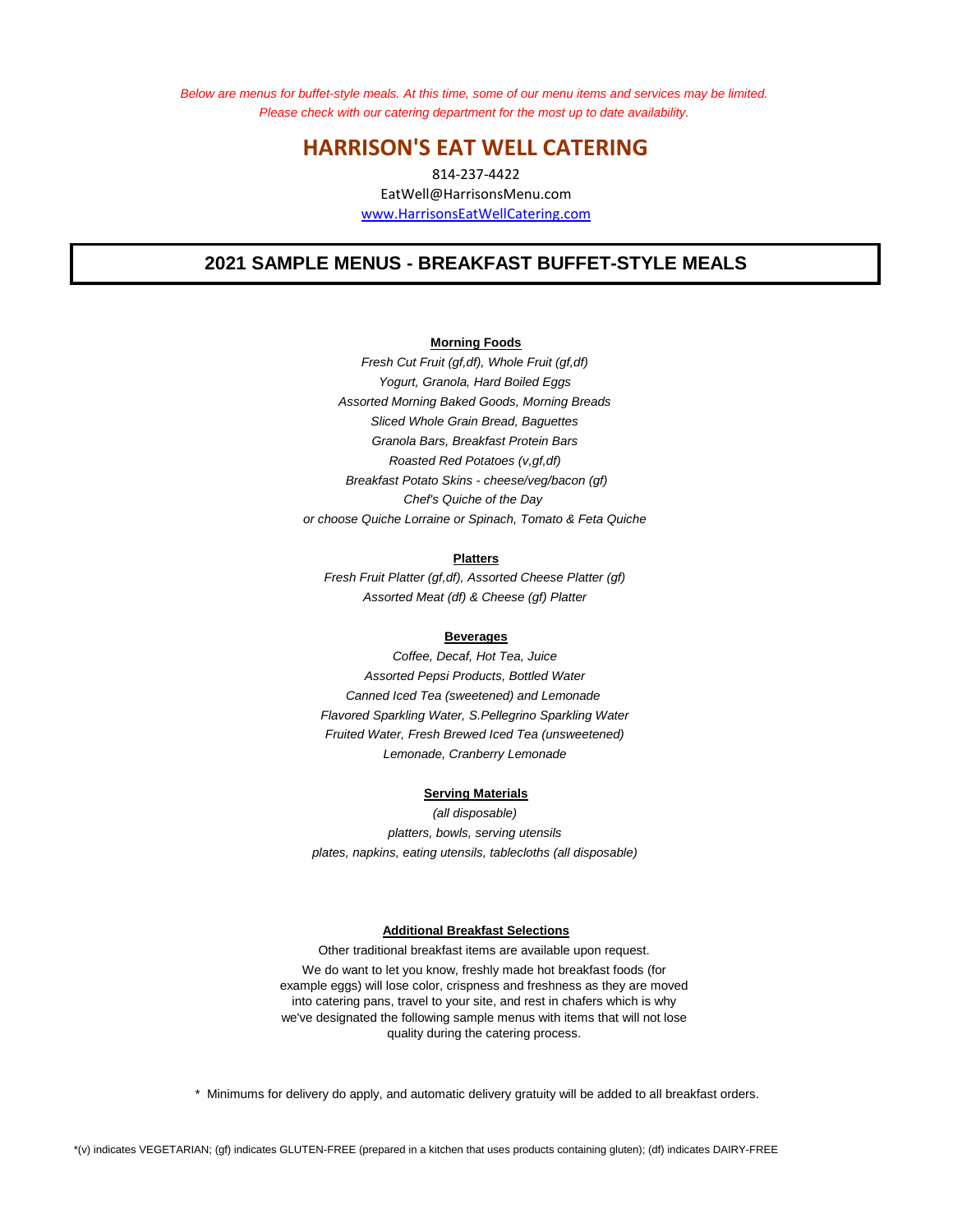*Below are menus for buffet-style meals. At this time, some of our menu items and services may be limited.*
*Please check with our catering department for the most up to date availability.*

# HARRISON'S EAT WELL CATERING

814-237-4422
EatWell@HarrisonsMenu.com
www.HarrisonsEatWellCatering.com

## 2021 SAMPLE MENUS - BREAKFAST BUFFET-STYLE MEALS

**Morning Foods**

*Fresh Cut Fruit (gf,df), Whole Fruit (gf,df)*
*Yogurt, Granola, Hard Boiled Eggs*
*Assorted Morning Baked Goods, Morning Breads*
*Sliced Whole Grain Bread, Baguettes*
*Granola Bars, Breakfast Protein Bars*
*Roasted Red Potatoes (v,gf,df)*
*Breakfast Potato Skins - cheese/veg/bacon (gf)*
*Chef's Quiche of the Day*
*or choose Quiche Lorraine or Spinach, Tomato & Feta Quiche*

**Platters**

*Fresh Fruit Platter (gf,df), Assorted Cheese Platter (gf)*
*Assorted Meat (df) & Cheese (gf) Platter*

**Beverages**

*Coffee, Decaf, Hot Tea, Juice*
*Assorted Pepsi Products, Bottled Water*
*Canned Iced Tea (sweetened) and Lemonade*
*Flavored Sparkling Water, S.Pellegrino Sparkling Water*
*Fruited Water, Fresh Brewed Iced Tea (unsweetened)*
*Lemonade, Cranberry Lemonade*

**Serving Materials**

*(all disposable)*
*platters, bowls, serving utensils*
*plates, napkins, eating utensils, tablecloths (all disposable)*

**Additional Breakfast Selections**

Other traditional breakfast items are available upon request.

We do want to let you know, freshly made hot breakfast foods (for example eggs) will lose color, crispness and freshness as they are moved into catering pans, travel to your site, and rest in chafers which is why we've designated the following sample menus with items that will not lose quality during the catering process.

\* Minimums for delivery do apply, and automatic delivery gratuity will be added to all breakfast orders.

*(v) indicates VEGETARIAN; (gf) indicates GLUTEN-FREE (prepared in a kitchen that uses products containing gluten); (df) indicates DAIRY-FREE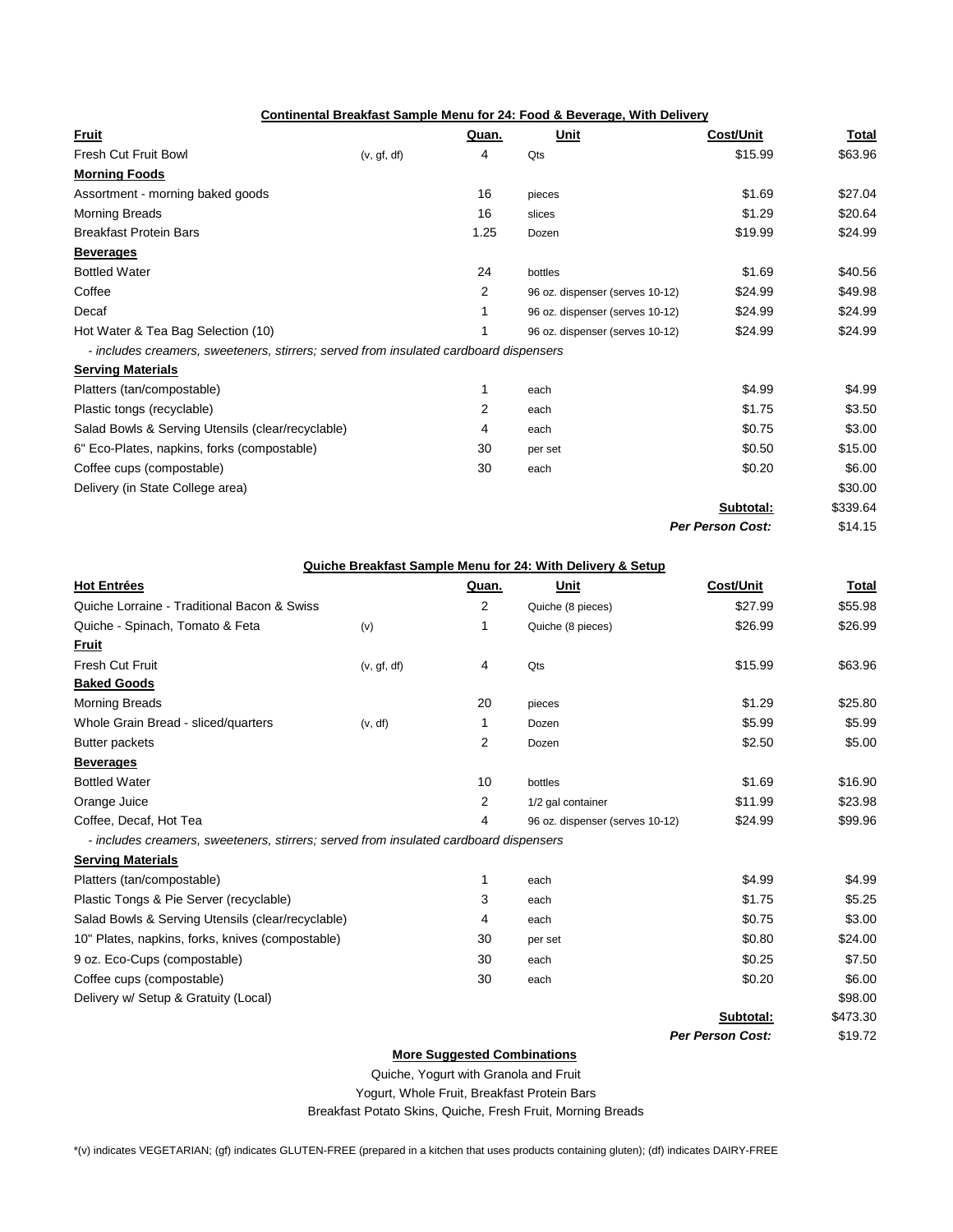## Continental Breakfast Sample Menu for 24: Food & Beverage, With Delivery

| Fruit | | Quan. | Unit | Cost/Unit | Total |
|---|---|---|---|---|---|
| Fresh Cut Fruit Bowl | (v, gf, df) | 4 | Qts | $15.99 | $63.96 |
| **Morning Foods** | | | | | |
| Assortment - morning baked goods | | 16 | pieces | $1.69 | $27.04 |
| Morning Breads | | 16 | slices | $1.29 | $20.64 |
| Breakfast Protein Bars | | 1.25 | Dozen | $19.99 | $24.99 |
| **Beverages** | | | | | |
| Bottled Water | | 24 | bottles | $1.69 | $40.56 |
| Coffee | | 2 | 96 oz. dispenser (serves 10-12) | $24.99 | $49.98 |
| Decaf | | 1 | 96 oz. dispenser (serves 10-12) | $24.99 | $24.99 |
| Hot Water & Tea Bag Selection (10) | | 1 | 96 oz. dispenser (serves 10-12) | $24.99 | $24.99 |
| *- includes creamers, sweeteners, stirrers; served from insulated cardboard dispensers* | | | | | |
| **Serving Materials** | | | | | |
| Platters (tan/compostable) | | 1 | each | $4.99 | $4.99 |
| Plastic tongs (recyclable) | | 2 | each | $1.75 | $3.50 |
| Salad Bowls & Serving Utensils (clear/recyclable) | | 4 | each | $0.75 | $3.00 |
| 6" Eco-Plates, napkins, forks (compostable) | | 30 | per set | $0.50 | $15.00 |
| Coffee cups (compostable) | | 30 | each | $0.20 | $6.00 |
| Delivery (in State College area) | | | | | $30.00 |
| | | | | **Subtotal:** | $339.64 |
| | | | | ***Per Person Cost:*** | $14.15 |

## Quiche Breakfast Sample Menu for 24: With Delivery & Setup

| Hot Entrées | | Quan. | Unit | Cost/Unit | Total |
|---|---|---|---|---|---|
| Quiche Lorraine - Traditional Bacon & Swiss | | 2 | Quiche (8 pieces) | $27.99 | $55.98 |
| Quiche - Spinach, Tomato & Feta | (v) | 1 | Quiche (8 pieces) | $26.99 | $26.99 |
| **Fruit** | | | | | |
| Fresh Cut Fruit | (v, gf, df) | 4 | Qts | $15.99 | $63.96 |
| **Baked Goods** | | | | | |
| Morning Breads | | 20 | pieces | $1.29 | $25.80 |
| Whole Grain Bread - sliced/quarters | (v, df) | 1 | Dozen | $5.99 | $5.99 |
| Butter packets | | 2 | Dozen | $2.50 | $5.00 |
| **Beverages** | | | | | |
| Bottled Water | | 10 | bottles | $1.69 | $16.90 |
| Orange Juice | | 2 | 1/2 gal container | $11.99 | $23.98 |
| Coffee, Decaf, Hot Tea | | 4 | 96 oz. dispenser (serves 10-12) | $24.99 | $99.96 |
| *- includes creamers, sweeteners, stirrers; served from insulated cardboard dispensers* | | | | | |
| **Serving Materials** | | | | | |
| Platters (tan/compostable) | | 1 | each | $4.99 | $4.99 |
| Plastic Tongs & Pie Server (recyclable) | | 3 | each | $1.75 | $5.25 |
| Salad Bowls & Serving Utensils (clear/recyclable) | | 4 | each | $0.75 | $3.00 |
| 10" Plates, napkins, forks, knives (compostable) | | 30 | per set | $0.80 | $24.00 |
| 9 oz. Eco-Cups (compostable) | | 30 | each | $0.25 | $7.50 |
| Coffee cups (compostable) | | 30 | each | $0.20 | $6.00 |
| Delivery w/ Setup & Gratuity (Local) | | | | | $98.00 |
| | | | | **Subtotal:** | $473.30 |
| | | | | ***Per Person Cost:*** | $19.72 |

**More Suggested Combinations**

Quiche, Yogurt with Granola and Fruit

Yogurt, Whole Fruit, Breakfast Protein Bars

Breakfast Potato Skins, Quiche, Fresh Fruit, Morning Breads

*(v) indicates VEGETARIAN; (gf) indicates GLUTEN-FREE (prepared in a kitchen that uses products containing gluten); (df) indicates DAIRY-FREE